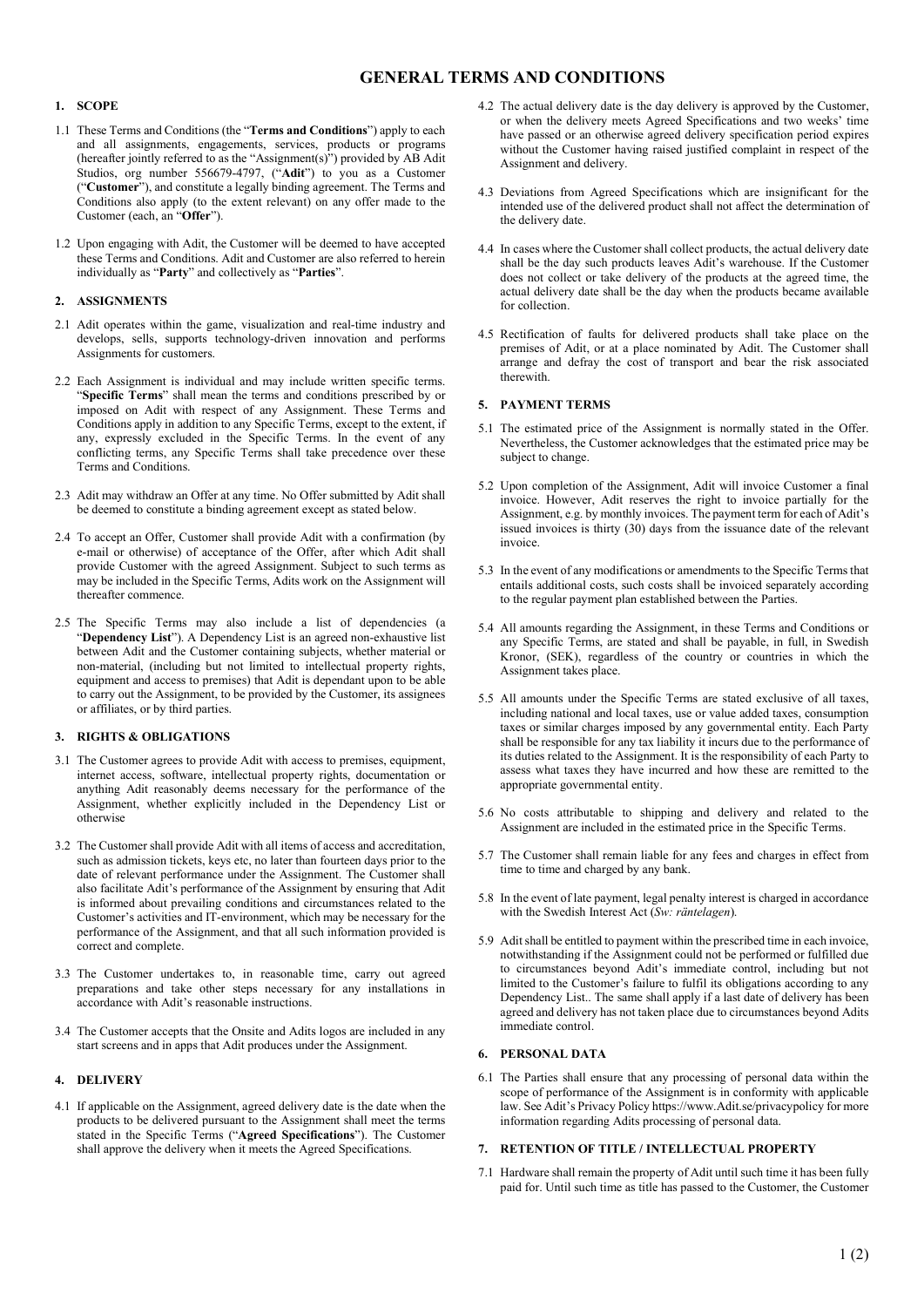# GENERAL TERMS AND CONDITIONS

## 1. SCOPE

1.1 These Terms and Conditions (the "**Terms and Conditions**") apply to each and all assignments, engagements, services, products or programs (hereafter jointly referred to as the "Assignment(s)") provided by AB Adit Studios, org number 556679-4797, ("**Adit**") to you as a Customer ("**Customer**"), and constitute a legally binding agreement. The Terms and Conditions also apply (to the extent relevant) on any offer made to the Customer (each, an "**Offer**").

1.2 Upon engaging with Adit, the Customer will be deemed to have accepted these Terms and Conditions. Adit and Customer are also referred to herein individually as "**Party**" and collectively as "**Parties**".

## 2. ASSIGNMENTS

2.1 Adit operates within the game, visualization and real-time industry and develops, sells, supports technology-driven innovation and performs Assignments for customers.

2.2 Each Assignment is individual and may include written specific terms. "**Specific Terms**" shall mean the terms and conditions prescribed by or imposed on Adit with respect of any Assignment. These Terms and Conditions apply in addition to any Specific Terms, except to the extent, if any, expressly excluded in the Specific Terms. In the event of any conflicting terms, any Specific Terms shall take precedence over these Terms and Conditions.

2.3 Adit may withdraw an Offer at any time. No Offer submitted by Adit shall be deemed to constitute a binding agreement except as stated below.

2.4 To accept an Offer, Customer shall provide Adit with a confirmation (by e-mail or otherwise) of acceptance of the Offer, after which Adit shall provide Customer with the agreed Assignment. Subject to such terms as may be included in the Specific Terms, Adits work on the Assignment will thereafter commence.

2.5 The Specific Terms may also include a list of dependencies (a "**Dependency List**"). A Dependency List is an agreed non-exhaustive list between Adit and the Customer containing subjects, whether material or non-material, (including but not limited to intellectual property rights, equipment and access to premises) that Adit is dependant upon to be able to carry out the Assignment, to be provided by the Customer, its assignees or affiliates, or by third parties.

## 3. RIGHTS & OBLIGATIONS

3.1 The Customer agrees to provide Adit with access to premises, equipment, internet access, software, intellectual property rights, documentation or anything Adit reasonably deems necessary for the performance of the Assignment, whether explicitly included in the Dependency List or otherwise

3.2 The Customer shall provide Adit with all items of access and accreditation, such as admission tickets, keys etc, no later than fourteen days prior to the date of relevant performance under the Assignment. The Customer shall also facilitate Adit's performance of the Assignment by ensuring that Adit is informed about prevailing conditions and circumstances related to the Customer's activities and IT-environment, which may be necessary for the performance of the Assignment, and that all such information provided is correct and complete.

3.3 The Customer undertakes to, in reasonable time, carry out agreed preparations and take other steps necessary for any installations in accordance with Adit's reasonable instructions.

3.4 The Customer accepts that the Onsite and Adits logos are included in any start screens and in apps that Adit produces under the Assignment.

## 4. DELIVERY

4.1 If applicable on the Assignment, agreed delivery date is the date when the products to be delivered pursuant to the Assignment shall meet the terms stated in the Specific Terms ("**Agreed Specifications**"). The Customer shall approve the delivery when it meets the Agreed Specifications.

4.2 The actual delivery date is the day delivery is approved by the Customer, or when the delivery meets Agreed Specifications and two weeks' time have passed or an otherwise agreed delivery specification period expires without the Customer having raised justified complaint in respect of the Assignment and delivery.

4.3 Deviations from Agreed Specifications which are insignificant for the intended use of the delivered product shall not affect the determination of the delivery date.

4.4 In cases where the Customer shall collect products, the actual delivery date shall be the day such products leaves Adit's warehouse. If the Customer does not collect or take delivery of the products at the agreed time, the actual delivery date shall be the day when the products became available for collection.

4.5 Rectification of faults for delivered products shall take place on the premises of Adit, or at a place nominated by Adit. The Customer shall arrange and defray the cost of transport and bear the risk associated therewith.

## 5. PAYMENT TERMS

5.1 The estimated price of the Assignment is normally stated in the Offer. Nevertheless, the Customer acknowledges that the estimated price may be subject to change.

5.2 Upon completion of the Assignment, Adit will invoice Customer a final invoice. However, Adit reserves the right to invoice partially for the Assignment, e.g. by monthly invoices. The payment term for each of Adit's issued invoices is thirty (30) days from the issuance date of the relevant invoice.

5.3 In the event of any modifications or amendments to the Specific Terms that entails additional costs, such costs shall be invoiced separately according to the regular payment plan established between the Parties.

5.4 All amounts regarding the Assignment, in these Terms and Conditions or any Specific Terms, are stated and shall be payable, in full, in Swedish Kronor, (SEK), regardless of the country or countries in which the Assignment takes place.

5.5 All amounts under the Specific Terms are stated exclusive of all taxes, including national and local taxes, use or value added taxes, consumption taxes or similar charges imposed by any governmental entity. Each Party shall be responsible for any tax liability it incurs due to the performance of its duties related to the Assignment. It is the responsibility of each Party to assess what taxes they have incurred and how these are remitted to the appropriate governmental entity.

5.6 No costs attributable to shipping and delivery and related to the Assignment are included in the estimated price in the Specific Terms.

5.7 The Customer shall remain liable for any fees and charges in effect from time to time and charged by any bank.

5.8 In the event of late payment, legal penalty interest is charged in accordance with the Swedish Interest Act (*Sw: räntelagen*).

5.9 Adit shall be entitled to payment within the prescribed time in each invoice, notwithstanding if the Assignment could not be performed or fulfilled due to circumstances beyond Adit's immediate control, including but not limited to the Customer's failure to fulfil its obligations according to any Dependency List.. The same shall apply if a last date of delivery has been agreed and delivery has not taken place due to circumstances beyond Adits immediate control.

## 6. PERSONAL DATA

6.1 The Parties shall ensure that any processing of personal data within the scope of performance of the Assignment is in conformity with applicable law. See Adit's Privacy Policy https://www.Adit.se/privacypolicy for more information regarding Adits processing of personal data.

## 7. RETENTION OF TITLE / INTELLECTUAL PROPERTY

7.1 Hardware shall remain the property of Adit until such time it has been fully paid for. Until such time as title has passed to the Customer, the Customer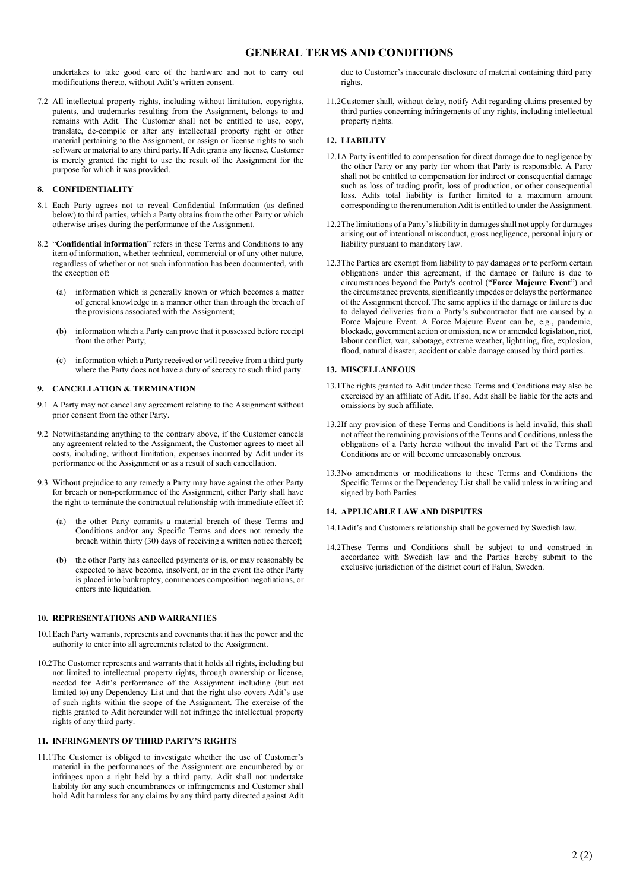# GENERAL TERMS AND CONDITIONS

undertakes to take good care of the hardware and not to carry out modifications thereto, without Adit's written consent.

7.2 All intellectual property rights, including without limitation, copyrights, patents, and trademarks resulting from the Assignment, belongs to and remains with Adit. The Customer shall not be entitled to use, copy, translate, de-compile or alter any intellectual property right or other material pertaining to the Assignment, or assign or license rights to such software or material to any third party. If Adit grants any license, Customer is merely granted the right to use the result of the Assignment for the purpose for which it was provided.

### 8. CONFIDENTIALITY

8.1 Each Party agrees not to reveal Confidential Information (as defined below) to third parties, which a Party obtains from the other Party or which otherwise arises during the performance of the Assignment.

8.2 "**Confidential information**" refers in these Terms and Conditions to any item of information, whether technical, commercial or of any other nature, regardless of whether or not such information has been documented, with the exception of:

(a) information which is generally known or which becomes a matter of general knowledge in a manner other than through the breach of the provisions associated with the Assignment;

(b) information which a Party can prove that it possessed before receipt from the other Party;

(c) information which a Party received or will receive from a third party where the Party does not have a duty of secrecy to such third party.

### 9. CANCELLATION & TERMINATION

9.1 A Party may not cancel any agreement relating to the Assignment without prior consent from the other Party.

9.2 Notwithstanding anything to the contrary above, if the Customer cancels any agreement related to the Assignment, the Customer agrees to meet all costs, including, without limitation, expenses incurred by Adit under its performance of the Assignment or as a result of such cancellation.

9.3 Without prejudice to any remedy a Party may have against the other Party for breach or non-performance of the Assignment, either Party shall have the right to terminate the contractual relationship with immediate effect if:

(a) the other Party commits a material breach of these Terms and Conditions and/or any Specific Terms and does not remedy the breach within thirty (30) days of receiving a written notice thereof;

(b) the other Party has cancelled payments or is, or may reasonably be expected to have become, insolvent, or in the event the other Party is placed into bankruptcy, commences composition negotiations, or enters into liquidation.

### 10. REPRESENTATIONS AND WARRANTIES

10.1 Each Party warrants, represents and covenants that it has the power and the authority to enter into all agreements related to the Assignment.

10.2 The Customer represents and warrants that it holds all rights, including but not limited to intellectual property rights, through ownership or license, needed for Adit's performance of the Assignment including (but not limited to) any Dependency List and that the right also covers Adit's use of such rights within the scope of the Assignment. The exercise of the rights granted to Adit hereunder will not infringe the intellectual property rights of any third party.

### 11. INFRINGMENTS OF THIRD PARTY'S RIGHTS

11.1 The Customer is obliged to investigate whether the use of Customer's material in the performances of the Assignment are encumbered by or infringes upon a right held by a third party. Adit shall not undertake liability for any such encumbrances or infringements and Customer shall hold Adit harmless for any claims by any third party directed against Adit due to Customer's inaccurate disclosure of material containing third party rights.

11.2 Customer shall, without delay, notify Adit regarding claims presented by third parties concerning infringements of any rights, including intellectual property rights.

### 12. LIABILITY

12.1 A Party is entitled to compensation for direct damage due to negligence by the other Party or any party for whom that Party is responsible. A Party shall not be entitled to compensation for indirect or consequential damage such as loss of trading profit, loss of production, or other consequential loss. Adits total liability is further limited to a maximum amount corresponding to the renumeration Adit is entitled to under the Assignment.

12.2 The limitations of a Party's liability in damages shall not apply for damages arising out of intentional misconduct, gross negligence, personal injury or liability pursuant to mandatory law.

12.3 The Parties are exempt from liability to pay damages or to perform certain obligations under this agreement, if the damage or failure is due to circumstances beyond the Party's control ("**Force Majeure Event**") and the circumstance prevents, significantly impedes or delays the performance of the Assignment thereof. The same applies if the damage or failure is due to delayed deliveries from a Party's subcontractor that are caused by a Force Majeure Event. A Force Majeure Event can be, e.g., pandemic, blockade, government action or omission, new or amended legislation, riot, labour conflict, war, sabotage, extreme weather, lightning, fire, explosion, flood, natural disaster, accident or cable damage caused by third parties.

### 13. MISCELLANEOUS

13.1 The rights granted to Adit under these Terms and Conditions may also be exercised by an affiliate of Adit. If so, Adit shall be liable for the acts and omissions by such affiliate.

13.2 If any provision of these Terms and Conditions is held invalid, this shall not affect the remaining provisions of the Terms and Conditions, unless the obligations of a Party hereto without the invalid Part of the Terms and Conditions are or will become unreasonably onerous.

13.3 No amendments or modifications to these Terms and Conditions the Specific Terms or the Dependency List shall be valid unless in writing and signed by both Parties.

### 14. APPLICABLE LAW AND DISPUTES

14.1 Adit's and Customers relationship shall be governed by Swedish law.

14.2 These Terms and Conditions shall be subject to and construed in accordance with Swedish law and the Parties hereby submit to the exclusive jurisdiction of the district court of Falun, Sweden.